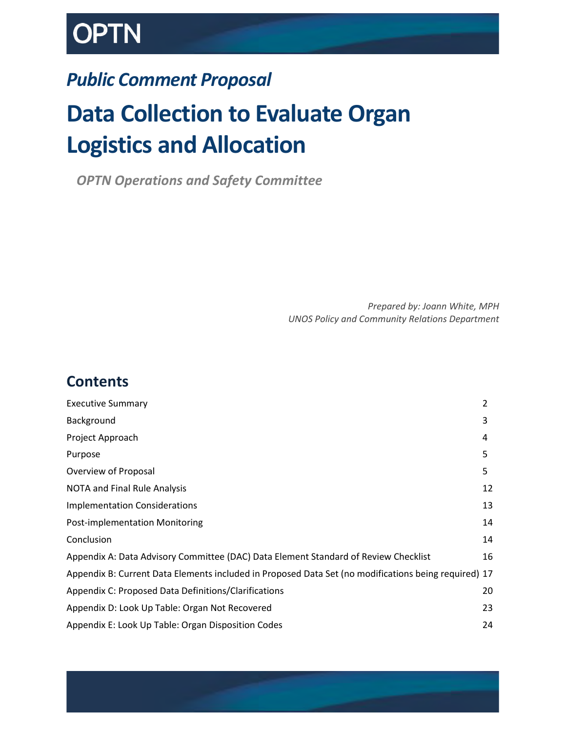OPTN

## *Public Comment Proposal*

# Data Collection to Evaluate Organ Logistics and Allocation

***OPTN Operations and Safety Committee***

*Prepared by: Joann White, MPH*
*UNOS Policy and Community Relations Department*

## Contents

| | |
|---|---|
| Executive Summary | 2 |
| Background | 3 |
| Project Approach | 4 |
| Purpose | 5 |
| Overview of Proposal | 5 |
| NOTA and Final Rule Analysis | 12 |
| Implementation Considerations | 13 |
| Post-implementation Monitoring | 14 |
| Conclusion | 14 |
| Appendix A: Data Advisory Committee (DAC) Data Element Standard of Review Checklist | 16 |
| Appendix B: Current Data Elements included in Proposed Data Set (no modifications being required) | 17 |
| Appendix C: Proposed Data Definitions/Clarifications | 20 |
| Appendix D: Look Up Table: Organ Not Recovered | 23 |
| Appendix E: Look Up Table: Organ Disposition Codes | 24 |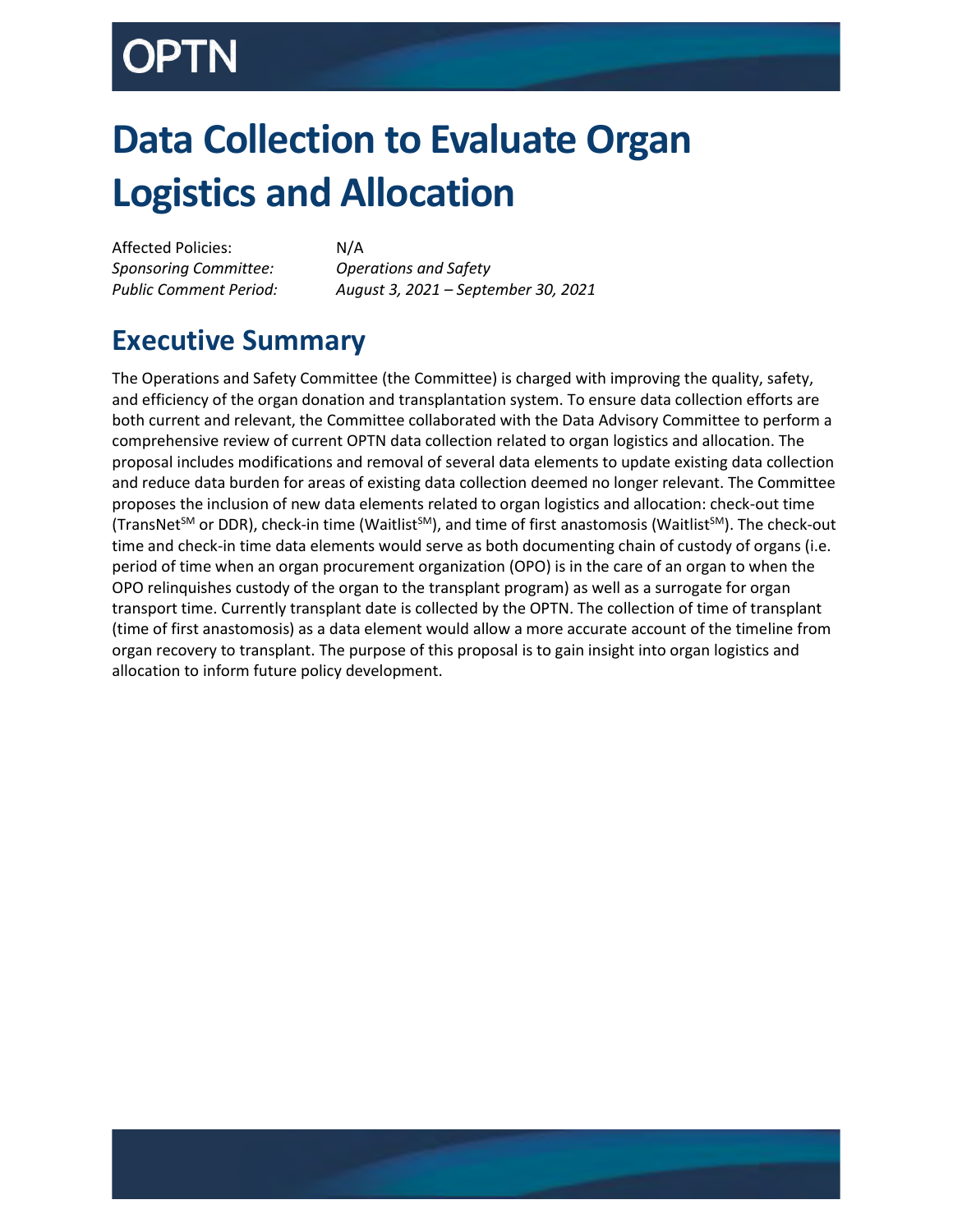# Data Collection to Evaluate Organ Logistics and Allocation

Affected Policies: N/A
*Sponsoring Committee:* *Operations and Safety*
*Public Comment Period:* *August 3, 2021 – September 30, 2021*

## Executive Summary

The Operations and Safety Committee (the Committee) is charged with improving the quality, safety, and efficiency of the organ donation and transplantation system. To ensure data collection efforts are both current and relevant, the Committee collaborated with the Data Advisory Committee to perform a comprehensive review of current OPTN data collection related to organ logistics and allocation. The proposal includes modifications and removal of several data elements to update existing data collection and reduce data burden for areas of existing data collection deemed no longer relevant. The Committee proposes the inclusion of new data elements related to organ logistics and allocation: check-out time (TransNet[SM] or DDR), check-in time (Waitlist[SM]), and time of first anastomosis (Waitlist[SM]). The check-out time and check-in time data elements would serve as both documenting chain of custody of organs (i.e. period of time when an organ procurement organization (OPO) is in the care of an organ to when the OPO relinquishes custody of the organ to the transplant program) as well as a surrogate for organ transport time. Currently transplant date is collected by the OPTN. The collection of time of transplant (time of first anastomosis) as a data element would allow a more accurate account of the timeline from organ recovery to transplant. The purpose of this proposal is to gain insight into organ logistics and allocation to inform future policy development.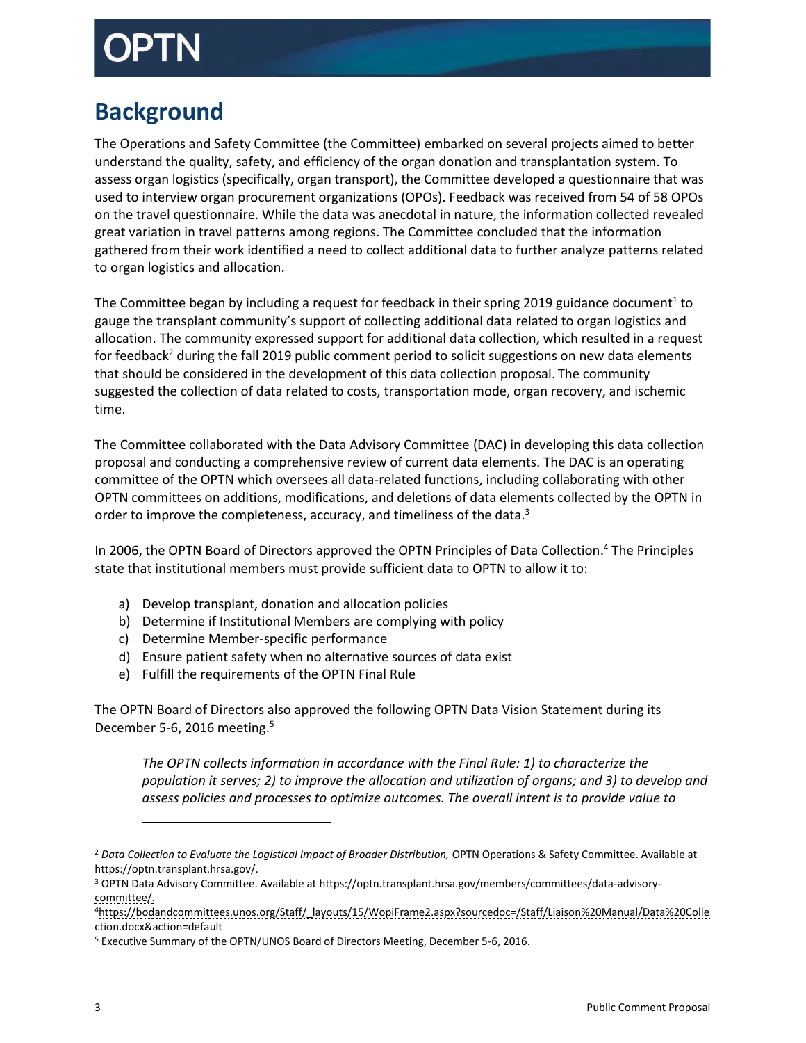# Background

The Operations and Safety Committee (the Committee) embarked on several projects aimed to better understand the quality, safety, and efficiency of the organ donation and transplantation system. To assess organ logistics (specifically, organ transport), the Committee developed a questionnaire that was used to interview organ procurement organizations (OPOs). Feedback was received from 54 of 58 OPOs on the travel questionnaire. While the data was anecdotal in nature, the information collected revealed great variation in travel patterns among regions. The Committee concluded that the information gathered from their work identified a need to collect additional data to further analyze patterns related to organ logistics and allocation.

The Committee began by including a request for feedback in their spring 2019 guidance document[1] to gauge the transplant community's support of collecting additional data related to organ logistics and allocation. The community expressed support for additional data collection, which resulted in a request for feedback[2] during the fall 2019 public comment period to solicit suggestions on new data elements that should be considered in the development of this data collection proposal. The community suggested the collection of data related to costs, transportation mode, organ recovery, and ischemic time.

The Committee collaborated with the Data Advisory Committee (DAC) in developing this data collection proposal and conducting a comprehensive review of current data elements. The DAC is an operating committee of the OPTN which oversees all data-related functions, including collaborating with other OPTN committees on additions, modifications, and deletions of data elements collected by the OPTN in order to improve the completeness, accuracy, and timeliness of the data.[3]

In 2006, the OPTN Board of Directors approved the OPTN Principles of Data Collection.[4] The Principles state that institutional members must provide sufficient data to OPTN to allow it to:

a) Develop transplant, donation and allocation policies
b) Determine if Institutional Members are complying with policy
c) Determine Member-specific performance
d) Ensure patient safety when no alternative sources of data exist
e) Fulfill the requirements of the OPTN Final Rule

The OPTN Board of Directors also approved the following OPTN Data Vision Statement during its December 5-6, 2016 meeting.[5]

> *The OPTN collects information in accordance with the Final Rule: 1) to characterize the population it serves; 2) to improve the allocation and utilization of organs; and 3) to develop and assess policies and processes to optimize outcomes. The overall intent is to provide value to*

---

[2] *Data Collection to Evaluate the Logistical Impact of Broader Distribution,* OPTN Operations & Safety Committee. Available at https://optn.transplant.hrsa.gov/.

[3] OPTN Data Advisory Committee. Available at https://optn.transplant.hrsa.gov/members/committees/data-advisory-committee/.

[4] https://bodandcommittees.unos.org/Staff/_layouts/15/WopiFrame2.aspx?sourcedoc=/Staff/Liaison%20Manual/Data%20Collection.docx&action=default

[5] Executive Summary of the OPTN/UNOS Board of Directors Meeting, December 5-6, 2016.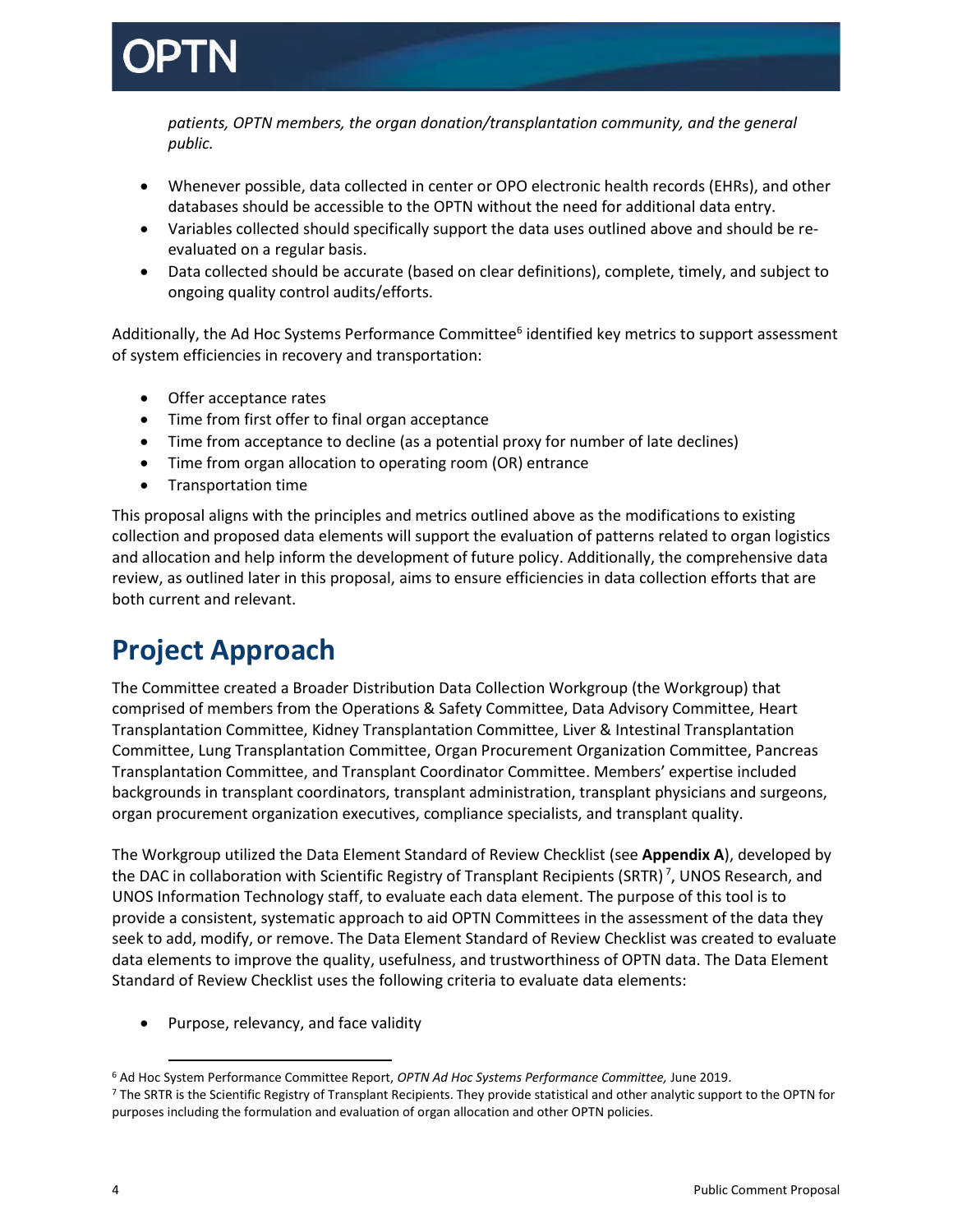*patients, OPTN members, the organ donation/transplantation community, and the general public.*

- Whenever possible, data collected in center or OPO electronic health records (EHRs), and other databases should be accessible to the OPTN without the need for additional data entry.
- Variables collected should specifically support the data uses outlined above and should be re-evaluated on a regular basis.
- Data collected should be accurate (based on clear definitions), complete, timely, and subject to ongoing quality control audits/efforts.

Additionally, the Ad Hoc Systems Performance Committee[6] identified key metrics to support assessment of system efficiencies in recovery and transportation:

- Offer acceptance rates
- Time from first offer to final organ acceptance
- Time from acceptance to decline (as a potential proxy for number of late declines)
- Time from organ allocation to operating room (OR) entrance
- Transportation time

This proposal aligns with the principles and metrics outlined above as the modifications to existing collection and proposed data elements will support the evaluation of patterns related to organ logistics and allocation and help inform the development of future policy. Additionally, the comprehensive data review, as outlined later in this proposal, aims to ensure efficiencies in data collection efforts that are both current and relevant.

# Project Approach

The Committee created a Broader Distribution Data Collection Workgroup (the Workgroup) that comprised of members from the Operations & Safety Committee, Data Advisory Committee, Heart Transplantation Committee, Kidney Transplantation Committee, Liver & Intestinal Transplantation Committee, Lung Transplantation Committee, Organ Procurement Organization Committee, Pancreas Transplantation Committee, and Transplant Coordinator Committee. Members' expertise included backgrounds in transplant coordinators, transplant administration, transplant physicians and surgeons, organ procurement organization executives, compliance specialists, and transplant quality.

The Workgroup utilized the Data Element Standard of Review Checklist (see **Appendix A**), developed by the DAC in collaboration with Scientific Registry of Transplant Recipients (SRTR)[7], UNOS Research, and UNOS Information Technology staff, to evaluate each data element. The purpose of this tool is to provide a consistent, systematic approach to aid OPTN Committees in the assessment of the data they seek to add, modify, or remove. The Data Element Standard of Review Checklist was created to evaluate data elements to improve the quality, usefulness, and trustworthiness of OPTN data. The Data Element Standard of Review Checklist uses the following criteria to evaluate data elements:

- Purpose, relevancy, and face validity

---

[6] Ad Hoc System Performance Committee Report, *OPTN Ad Hoc Systems Performance Committee,* June 2019.

[7] The SRTR is the Scientific Registry of Transplant Recipients. They provide statistical and other analytic support to the OPTN for purposes including the formulation and evaluation of organ allocation and other OPTN policies.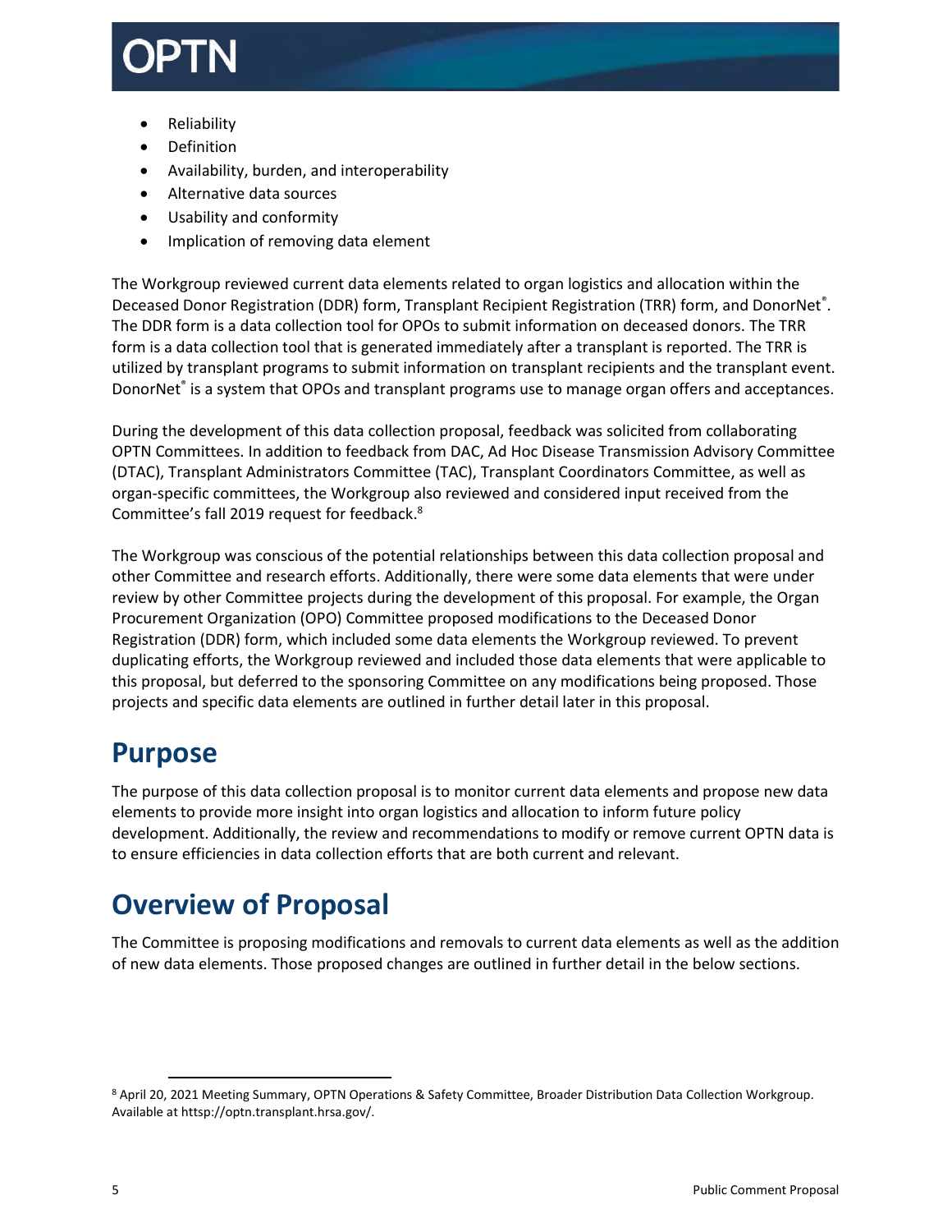- Reliability
- Definition
- Availability, burden, and interoperability
- Alternative data sources
- Usability and conformity
- Implication of removing data element

The Workgroup reviewed current data elements related to organ logistics and allocation within the Deceased Donor Registration (DDR) form, Transplant Recipient Registration (TRR) form, and DonorNet®. The DDR form is a data collection tool for OPOs to submit information on deceased donors. The TRR form is a data collection tool that is generated immediately after a transplant is reported. The TRR is utilized by transplant programs to submit information on transplant recipients and the transplant event. DonorNet® is a system that OPOs and transplant programs use to manage organ offers and acceptances.

During the development of this data collection proposal, feedback was solicited from collaborating OPTN Committees. In addition to feedback from DAC, Ad Hoc Disease Transmission Advisory Committee (DTAC), Transplant Administrators Committee (TAC), Transplant Coordinators Committee, as well as organ-specific committees, the Workgroup also reviewed and considered input received from the Committee's fall 2019 request for feedback.[8]

The Workgroup was conscious of the potential relationships between this data collection proposal and other Committee and research efforts. Additionally, there were some data elements that were under review by other Committee projects during the development of this proposal. For example, the Organ Procurement Organization (OPO) Committee proposed modifications to the Deceased Donor Registration (DDR) form, which included some data elements the Workgroup reviewed. To prevent duplicating efforts, the Workgroup reviewed and included those data elements that were applicable to this proposal, but deferred to the sponsoring Committee on any modifications being proposed. Those projects and specific data elements are outlined in further detail later in this proposal.

# Purpose

The purpose of this data collection proposal is to monitor current data elements and propose new data elements to provide more insight into organ logistics and allocation to inform future policy development. Additionally, the review and recommendations to modify or remove current OPTN data is to ensure efficiencies in data collection efforts that are both current and relevant.

# Overview of Proposal

The Committee is proposing modifications and removals to current data elements as well as the addition of new data elements. Those proposed changes are outlined in further detail in the below sections.

---

[8] April 20, 2021 Meeting Summary, OPTN Operations & Safety Committee, Broader Distribution Data Collection Workgroup. Available at httsp://optn.transplant.hrsa.gov/.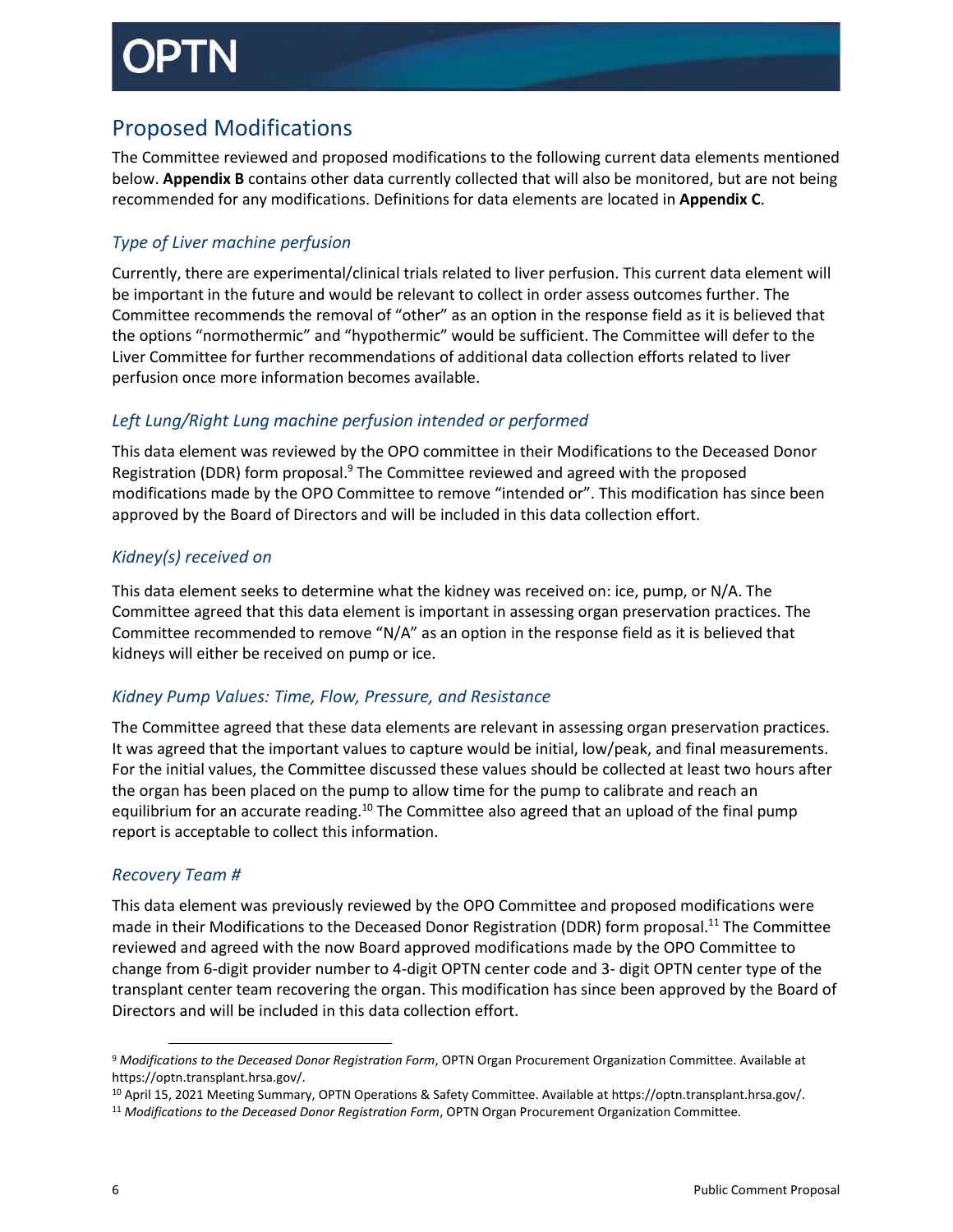## Proposed Modifications

The Committee reviewed and proposed modifications to the following current data elements mentioned below. **Appendix B** contains other data currently collected that will also be monitored, but are not being recommended for any modifications. Definitions for data elements are located in **Appendix C**.

### *Type of Liver machine perfusion*

Currently, there are experimental/clinical trials related to liver perfusion. This current data element will be important in the future and would be relevant to collect in order assess outcomes further. The Committee recommends the removal of "other" as an option in the response field as it is believed that the options "normothermic" and "hypothermic" would be sufficient. The Committee will defer to the Liver Committee for further recommendations of additional data collection efforts related to liver perfusion once more information becomes available.

### *Left Lung/Right Lung machine perfusion intended or performed*

This data element was reviewed by the OPO committee in their Modifications to the Deceased Donor Registration (DDR) form proposal.[9] The Committee reviewed and agreed with the proposed modifications made by the OPO Committee to remove "intended or". This modification has since been approved by the Board of Directors and will be included in this data collection effort.

### *Kidney(s) received on*

This data element seeks to determine what the kidney was received on: ice, pump, or N/A. The Committee agreed that this data element is important in assessing organ preservation practices. The Committee recommended to remove "N/A" as an option in the response field as it is believed that kidneys will either be received on pump or ice.

### *Kidney Pump Values: Time, Flow, Pressure, and Resistance*

The Committee agreed that these data elements are relevant in assessing organ preservation practices. It was agreed that the important values to capture would be initial, low/peak, and final measurements. For the initial values, the Committee discussed these values should be collected at least two hours after the organ has been placed on the pump to allow time for the pump to calibrate and reach an equilibrium for an accurate reading.[10] The Committee also agreed that an upload of the final pump report is acceptable to collect this information.

### *Recovery Team #*

This data element was previously reviewed by the OPO Committee and proposed modifications were made in their Modifications to the Deceased Donor Registration (DDR) form proposal.[11] The Committee reviewed and agreed with the now Board approved modifications made by the OPO Committee to change from 6-digit provider number to 4-digit OPTN center code and 3- digit OPTN center type of the transplant center team recovering the organ. This modification has since been approved by the Board of Directors and will be included in this data collection effort.

---

[9] *Modifications to the Deceased Donor Registration Form*, OPTN Organ Procurement Organization Committee. Available at https://optn.transplant.hrsa.gov/.

[10] April 15, 2021 Meeting Summary, OPTN Operations & Safety Committee. Available at https://optn.transplant.hrsa.gov/.

[11] *Modifications to the Deceased Donor Registration Form*, OPTN Organ Procurement Organization Committee.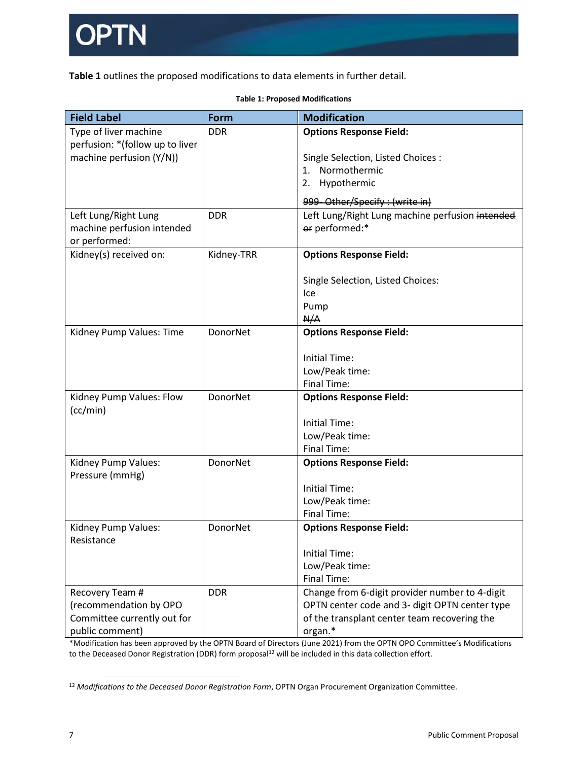**Table 1** outlines the proposed modifications to data elements in further detail.

**Table 1: Proposed Modifications**

| Field Label | Form | Modification |
|---|---|---|
| Type of liver machine perfusion: *(follow up to liver machine perfusion (Y/N)) | DDR | **Options Response Field:**<br><br>Single Selection, Listed Choices :<br>1. Normothermic<br>2. Hypothermic<br><br>~~999- Other/Specify : (write in)~~ |
| Left Lung/Right Lung machine perfusion intended or performed: | DDR | Left Lung/Right Lung machine perfusion ~~intended or~~ performed:* |
| Kidney(s) received on: | Kidney-TRR | **Options Response Field:**<br><br>Single Selection, Listed Choices:<br>Ice<br>Pump<br>~~N/A~~ |
| Kidney Pump Values: Time | DonorNet | **Options Response Field:**<br><br>Initial Time:<br>Low/Peak time:<br>Final Time: |
| Kidney Pump Values: Flow (cc/min) | DonorNet | **Options Response Field:**<br><br>Initial Time:<br>Low/Peak time:<br>Final Time: |
| Kidney Pump Values: Pressure (mmHg) | DonorNet | **Options Response Field:**<br><br>Initial Time:<br>Low/Peak time:<br>Final Time: |
| Kidney Pump Values: Resistance | DonorNet | **Options Response Field:**<br><br>Initial Time:<br>Low/Peak time:<br>Final Time: |
| Recovery Team # (recommendation by OPO Committee currently out for public comment) | DDR | Change from 6-digit provider number to 4-digit OPTN center code and 3- digit OPTN center type of the transplant center team recovering the organ.* |

*Modification has been approved by the OPTN Board of Directors (June 2021) from the OPTN OPO Committee's Modifications to the Deceased Donor Registration (DDR) form proposal[12] will be included in this data collection effort.

[12] *Modifications to the Deceased Donor Registration Form*, OPTN Organ Procurement Organization Committee.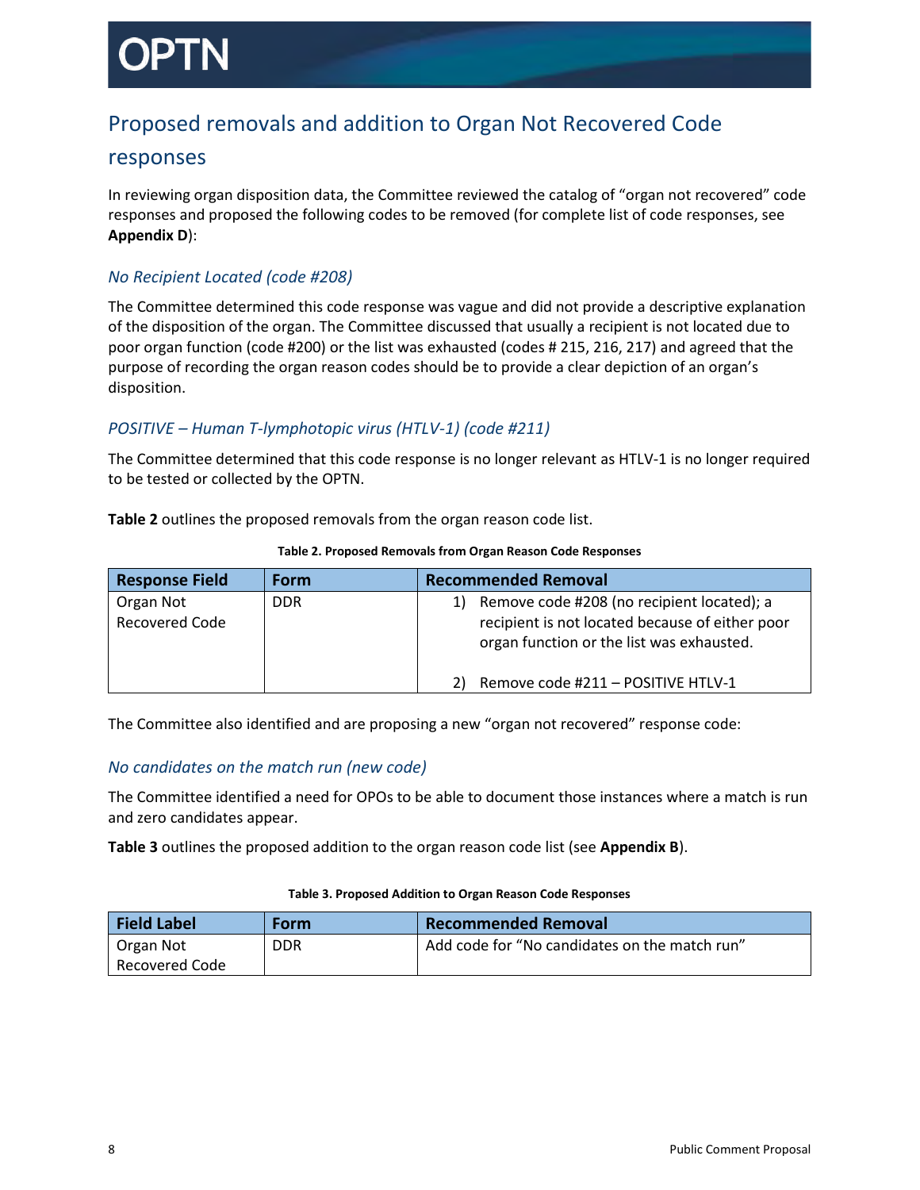## Proposed removals and addition to Organ Not Recovered Code responses

In reviewing organ disposition data, the Committee reviewed the catalog of "organ not recovered" code responses and proposed the following codes to be removed (for complete list of code responses, see **Appendix D**):

### *No Recipient Located (code #208)*

The Committee determined this code response was vague and did not provide a descriptive explanation of the disposition of the organ. The Committee discussed that usually a recipient is not located due to poor organ function (code #200) or the list was exhausted (codes # 215, 216, 217) and agreed that the purpose of recording the organ reason codes should be to provide a clear depiction of an organ's disposition.

### *POSITIVE – Human T-lymphotopic virus (HTLV-1) (code #211)*

The Committee determined that this code response is no longer relevant as HTLV-1 is no longer required to be tested or collected by the OPTN.

**Table 2** outlines the proposed removals from the organ reason code list.

**Table 2. Proposed Removals from Organ Reason Code Responses**

| Response Field | Form | Recommended Removal |
|---|---|---|
| Organ Not Recovered Code | DDR | 1) Remove code #208 (no recipient located); a recipient is not located because of either poor organ function or the list was exhausted.<br><br>2) Remove code #211 – POSITIVE HTLV-1 |

The Committee also identified and are proposing a new "organ not recovered" response code:

### *No candidates on the match run (new code)*

The Committee identified a need for OPOs to be able to document those instances where a match is run and zero candidates appear.

**Table 3** outlines the proposed addition to the organ reason code list (see **Appendix B**).

**Table 3. Proposed Addition to Organ Reason Code Responses**

| Field Label | Form | Recommended Removal |
|---|---|---|
| Organ Not Recovered Code | DDR | Add code for "No candidates on the match run" |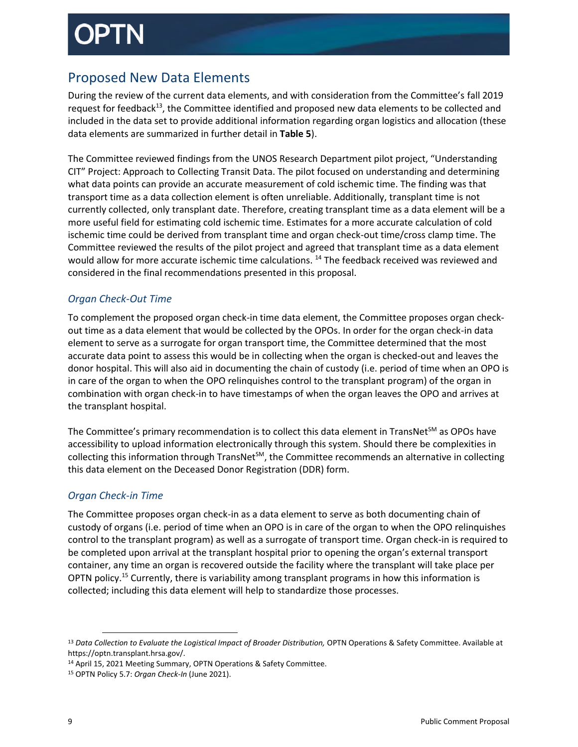## Proposed New Data Elements

During the review of the current data elements, and with consideration from the Committee's fall 2019 request for feedback[13], the Committee identified and proposed new data elements to be collected and included in the data set to provide additional information regarding organ logistics and allocation (these data elements are summarized in further detail in **Table 5**).

The Committee reviewed findings from the UNOS Research Department pilot project, "Understanding CIT" Project: Approach to Collecting Transit Data. The pilot focused on understanding and determining what data points can provide an accurate measurement of cold ischemic time. The finding was that transport time as a data collection element is often unreliable. Additionally, transplant time is not currently collected, only transplant date. Therefore, creating transplant time as a data element will be a more useful field for estimating cold ischemic time. Estimates for a more accurate calculation of cold ischemic time could be derived from transplant time and organ check-out time/cross clamp time. The Committee reviewed the results of the pilot project and agreed that transplant time as a data element would allow for more accurate ischemic time calculations. [14] The feedback received was reviewed and considered in the final recommendations presented in this proposal.

### *Organ Check-Out Time*

To complement the proposed organ check-in time data element, the Committee proposes organ check-out time as a data element that would be collected by the OPOs. In order for the organ check-in data element to serve as a surrogate for organ transport time, the Committee determined that the most accurate data point to assess this would be in collecting when the organ is checked-out and leaves the donor hospital. This will also aid in documenting the chain of custody (i.e. period of time when an OPO is in care of the organ to when the OPO relinquishes control to the transplant program) of the organ in combination with organ check-in to have timestamps of when the organ leaves the OPO and arrives at the transplant hospital.

The Committee's primary recommendation is to collect this data element in TransNet[SM] as OPOs have accessibility to upload information electronically through this system. Should there be complexities in collecting this information through TransNet[SM], the Committee recommends an alternative in collecting this data element on the Deceased Donor Registration (DDR) form.

### *Organ Check-in Time*

The Committee proposes organ check-in as a data element to serve as both documenting chain of custody of organs (i.e. period of time when an OPO is in care of the organ to when the OPO relinquishes control to the transplant program) as well as a surrogate of transport time. Organ check-in is required to be completed upon arrival at the transplant hospital prior to opening the organ's external transport container, any time an organ is recovered outside the facility where the transplant will take place per OPTN policy.[15] Currently, there is variability among transplant programs in how this information is collected; including this data element will help to standardize those processes.

---

[13] *Data Collection to Evaluate the Logistical Impact of Broader Distribution,* OPTN Operations & Safety Committee. Available at https://optn.transplant.hrsa.gov/.

[14] April 15, 2021 Meeting Summary, OPTN Operations & Safety Committee.

[15] OPTN Policy 5.7: *Organ Check-In* (June 2021).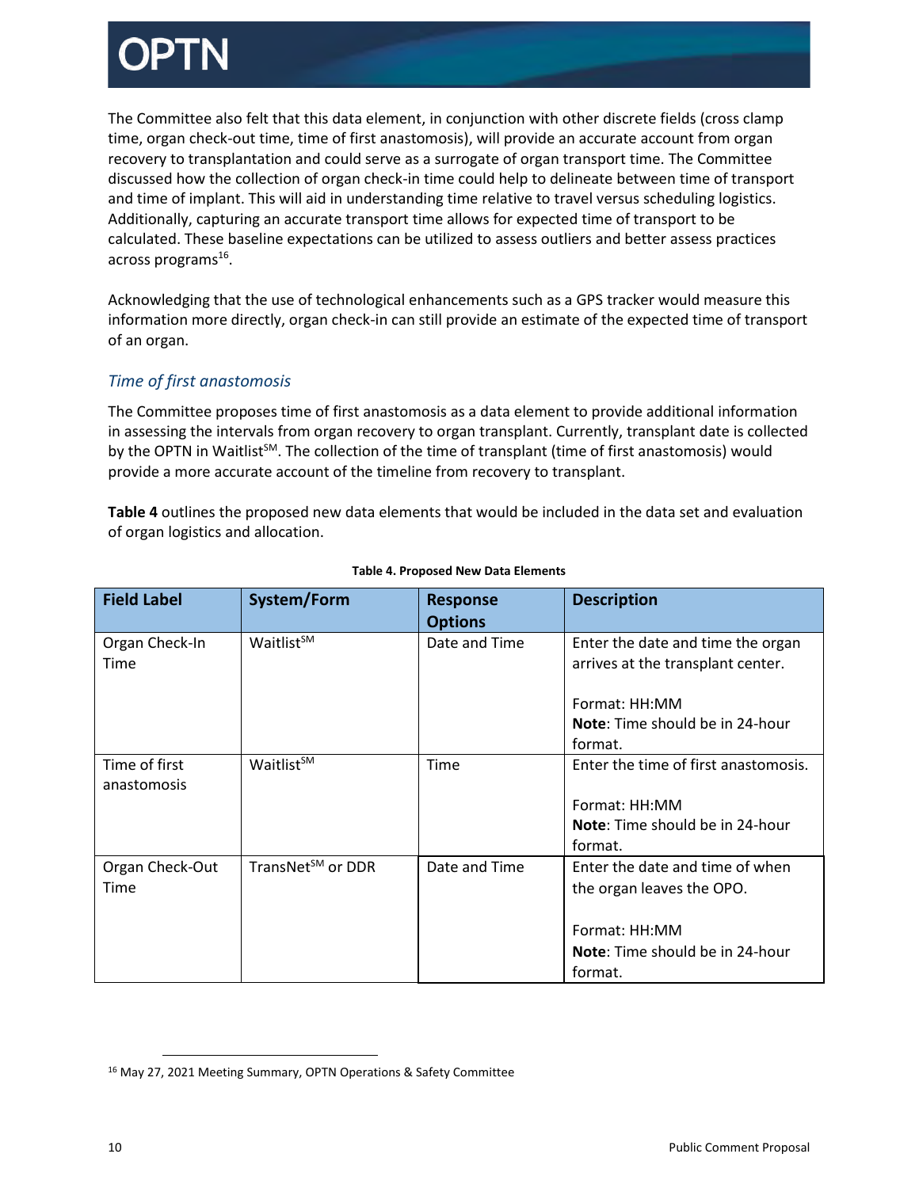The Committee also felt that this data element, in conjunction with other discrete fields (cross clamp time, organ check-out time, time of first anastomosis), will provide an accurate account from organ recovery to transplantation and could serve as a surrogate of organ transport time. The Committee discussed how the collection of organ check-in time could help to delineate between time of transport and time of implant. This will aid in understanding time relative to travel versus scheduling logistics. Additionally, capturing an accurate transport time allows for expected time of transport to be calculated. These baseline expectations can be utilized to assess outliers and better assess practices across programs[16].

Acknowledging that the use of technological enhancements such as a GPS tracker would measure this information more directly, organ check-in can still provide an estimate of the expected time of transport of an organ.

### *Time of first anastomosis*

The Committee proposes time of first anastomosis as a data element to provide additional information in assessing the intervals from organ recovery to organ transplant. Currently, transplant date is collected by the OPTN in Waitlist℠. The collection of the time of transplant (time of first anastomosis) would provide a more accurate account of the timeline from recovery to transplant.

**Table 4** outlines the proposed new data elements that would be included in the data set and evaluation of organ logistics and allocation.

**Table 4. Proposed New Data Elements**

| Field Label | System/Form | Response Options | Description |
| --- | --- | --- | --- |
| Organ Check-In Time | Waitlist℠ | Date and Time | Enter the date and time the organ arrives at the transplant center.<br><br>Format: HH:MM<br>**Note**: Time should be in 24-hour format. |
| Time of first anastomosis | Waitlist℠ | Time | Enter the time of first anastomosis.<br><br>Format: HH:MM<br>**Note**: Time should be in 24-hour format. |
| Organ Check-Out Time | TransNet℠ or DDR | Date and Time | Enter the date and time of when the organ leaves the OPO.<br><br>Format: HH:MM<br>**Note**: Time should be in 24-hour format. |

[16] May 27, 2021 Meeting Summary, OPTN Operations & Safety Committee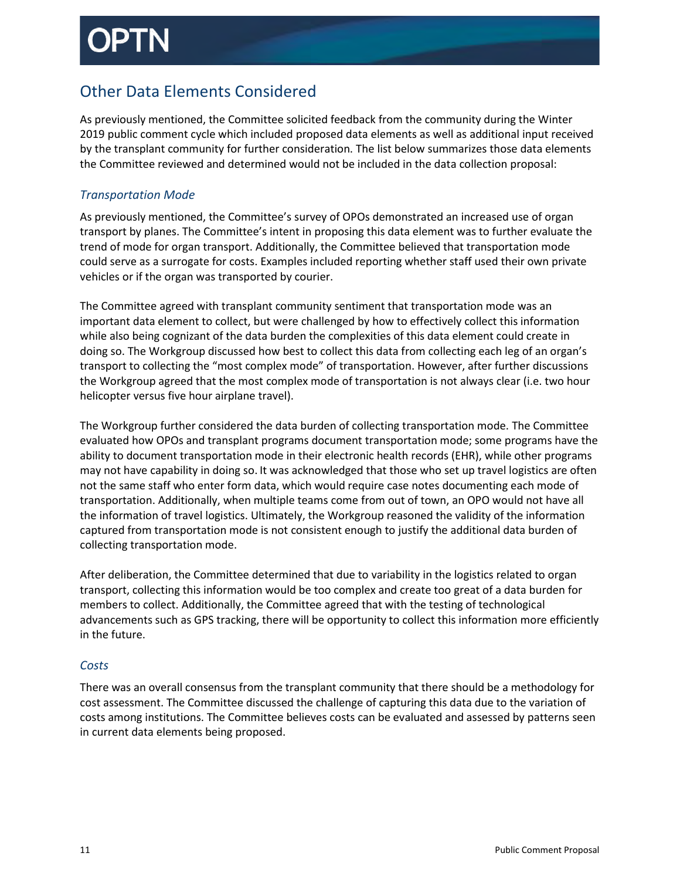## Other Data Elements Considered

As previously mentioned, the Committee solicited feedback from the community during the Winter 2019 public comment cycle which included proposed data elements as well as additional input received by the transplant community for further consideration. The list below summarizes those data elements the Committee reviewed and determined would not be included in the data collection proposal:

### *Transportation Mode*

As previously mentioned, the Committee's survey of OPOs demonstrated an increased use of organ transport by planes. The Committee's intent in proposing this data element was to further evaluate the trend of mode for organ transport. Additionally, the Committee believed that transportation mode could serve as a surrogate for costs. Examples included reporting whether staff used their own private vehicles or if the organ was transported by courier.

The Committee agreed with transplant community sentiment that transportation mode was an important data element to collect, but were challenged by how to effectively collect this information while also being cognizant of the data burden the complexities of this data element could create in doing so. The Workgroup discussed how best to collect this data from collecting each leg of an organ's transport to collecting the "most complex mode" of transportation. However, after further discussions the Workgroup agreed that the most complex mode of transportation is not always clear (i.e. two hour helicopter versus five hour airplane travel).

The Workgroup further considered the data burden of collecting transportation mode. The Committee evaluated how OPOs and transplant programs document transportation mode; some programs have the ability to document transportation mode in their electronic health records (EHR), while other programs may not have capability in doing so. It was acknowledged that those who set up travel logistics are often not the same staff who enter form data, which would require case notes documenting each mode of transportation. Additionally, when multiple teams come from out of town, an OPO would not have all the information of travel logistics. Ultimately, the Workgroup reasoned the validity of the information captured from transportation mode is not consistent enough to justify the additional data burden of collecting transportation mode.

After deliberation, the Committee determined that due to variability in the logistics related to organ transport, collecting this information would be too complex and create too great of a data burden for members to collect. Additionally, the Committee agreed that with the testing of technological advancements such as GPS tracking, there will be opportunity to collect this information more efficiently in the future.

### *Costs*

There was an overall consensus from the transplant community that there should be a methodology for cost assessment. The Committee discussed the challenge of capturing this data due to the variation of costs among institutions. The Committee believes costs can be evaluated and assessed by patterns seen in current data elements being proposed.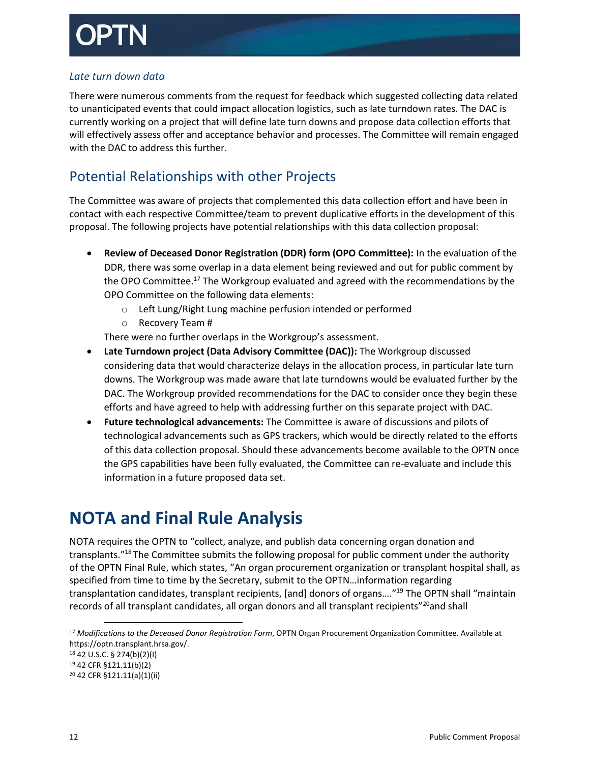*Late turn down data*

There were numerous comments from the request for feedback which suggested collecting data related to unanticipated events that could impact allocation logistics, such as late turndown rates. The DAC is currently working on a project that will define late turn downs and propose data collection efforts that will effectively assess offer and acceptance behavior and processes. The Committee will remain engaged with the DAC to address this further.

## Potential Relationships with other Projects

The Committee was aware of projects that complemented this data collection effort and have been in contact with each respective Committee/team to prevent duplicative efforts in the development of this proposal. The following projects have potential relationships with this data collection proposal:

- **Review of Deceased Donor Registration (DDR) form (OPO Committee):** In the evaluation of the DDR, there was some overlap in a data element being reviewed and out for public comment by the OPO Committee.[17] The Workgroup evaluated and agreed with the recommendations by the OPO Committee on the following data elements:
    - Left Lung/Right Lung machine perfusion intended or performed
    - Recovery Team #

  There were no further overlaps in the Workgroup's assessment.
- **Late Turndown project (Data Advisory Committee (DAC)):** The Workgroup discussed considering data that would characterize delays in the allocation process, in particular late turn downs. The Workgroup was made aware that late turndowns would be evaluated further by the DAC. The Workgroup provided recommendations for the DAC to consider once they begin these efforts and have agreed to help with addressing further on this separate project with DAC.
- **Future technological advancements:** The Committee is aware of discussions and pilots of technological advancements such as GPS trackers, which would be directly related to the efforts of this data collection proposal. Should these advancements become available to the OPTN once the GPS capabilities have been fully evaluated, the Committee can re-evaluate and include this information in a future proposed data set.

# NOTA and Final Rule Analysis

NOTA requires the OPTN to "collect, analyze, and publish data concerning organ donation and transplants."[18] The Committee submits the following proposal for public comment under the authority of the OPTN Final Rule, which states, "An organ procurement organization or transplant hospital shall, as specified from time to time by the Secretary, submit to the OPTN…information regarding transplantation candidates, transplant recipients, [and] donors of organs…."[19] The OPTN shall "maintain records of all transplant candidates, all organ donors and all transplant recipients"[20] and shall

---

[17] *Modifications to the Deceased Donor Registration Form*, OPTN Organ Procurement Organization Committee. Available at https://optn.transplant.hrsa.gov/.

[18] 42 U.S.C. § 274(b)(2)(I)

[19] 42 CFR §121.11(b)(2)

[20] 42 CFR §121.11(a)(1)(ii)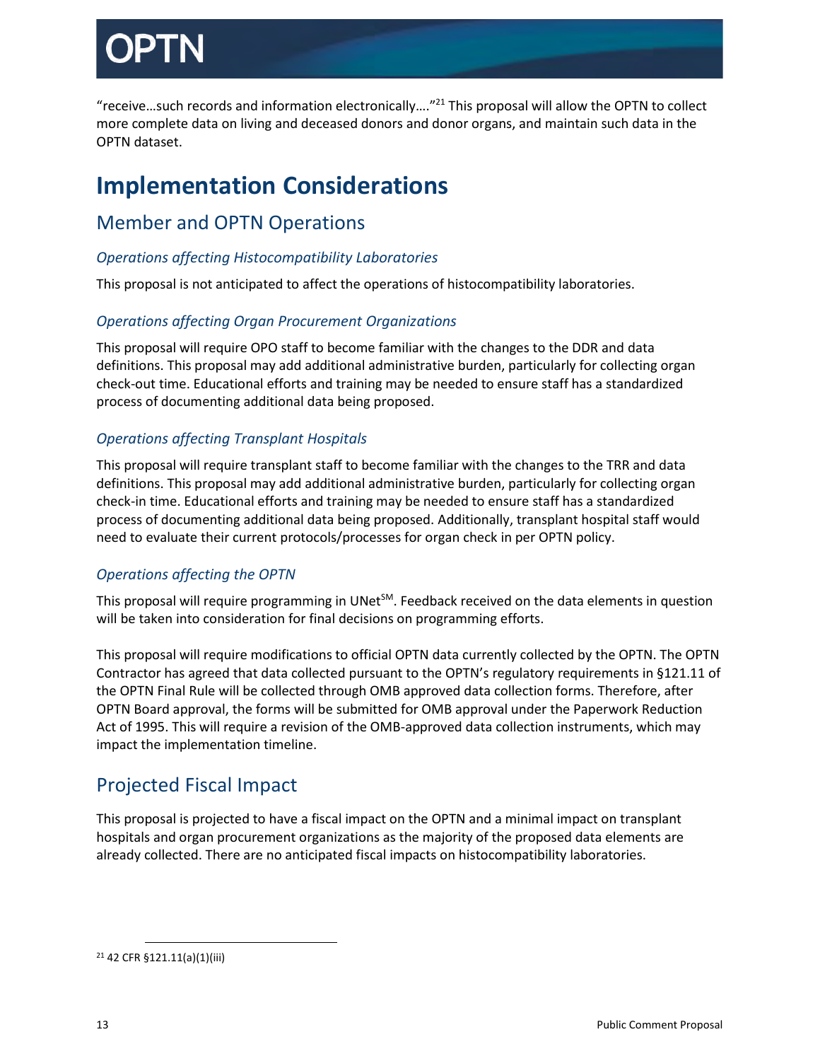"receive…such records and information electronically…."[21] This proposal will allow the OPTN to collect more complete data on living and deceased donors and donor organs, and maintain such data in the OPTN dataset.

# Implementation Considerations

## Member and OPTN Operations

### *Operations affecting Histocompatibility Laboratories*

This proposal is not anticipated to affect the operations of histocompatibility laboratories.

### *Operations affecting Organ Procurement Organizations*

This proposal will require OPO staff to become familiar with the changes to the DDR and data definitions. This proposal may add additional administrative burden, particularly for collecting organ check-out time. Educational efforts and training may be needed to ensure staff has a standardized process of documenting additional data being proposed.

### *Operations affecting Transplant Hospitals*

This proposal will require transplant staff to become familiar with the changes to the TRR and data definitions. This proposal may add additional administrative burden, particularly for collecting organ check-in time. Educational efforts and training may be needed to ensure staff has a standardized process of documenting additional data being proposed. Additionally, transplant hospital staff would need to evaluate their current protocols/processes for organ check in per OPTN policy.

### *Operations affecting the OPTN*

This proposal will require programming in UNet℠. Feedback received on the data elements in question will be taken into consideration for final decisions on programming efforts.

This proposal will require modifications to official OPTN data currently collected by the OPTN. The OPTN Contractor has agreed that data collected pursuant to the OPTN's regulatory requirements in §121.11 of the OPTN Final Rule will be collected through OMB approved data collection forms. Therefore, after OPTN Board approval, the forms will be submitted for OMB approval under the Paperwork Reduction Act of 1995. This will require a revision of the OMB-approved data collection instruments, which may impact the implementation timeline.

## Projected Fiscal Impact

This proposal is projected to have a fiscal impact on the OPTN and a minimal impact on transplant hospitals and organ procurement organizations as the majority of the proposed data elements are already collected. There are no anticipated fiscal impacts on histocompatibility laboratories.

[21] 42 CFR §121.11(a)(1)(iii)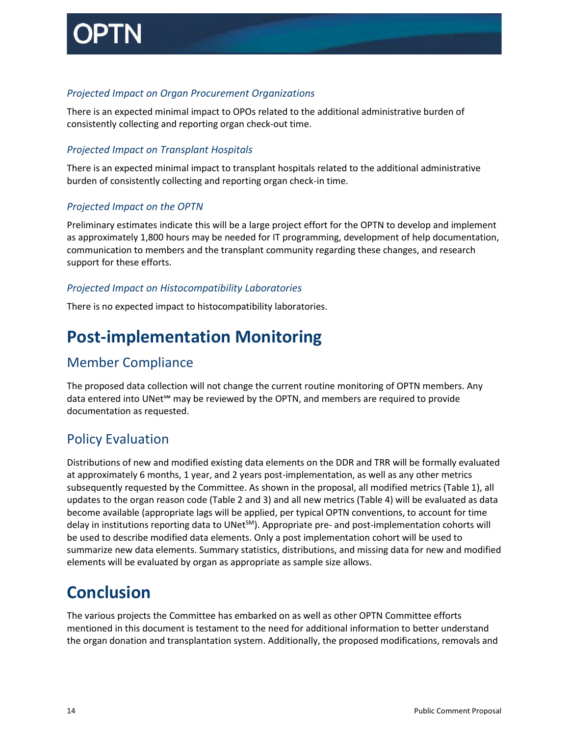### *Projected Impact on Organ Procurement Organizations*

There is an expected minimal impact to OPOs related to the additional administrative burden of consistently collecting and reporting organ check-out time.

### *Projected Impact on Transplant Hospitals*

There is an expected minimal impact to transplant hospitals related to the additional administrative burden of consistently collecting and reporting organ check-in time.

### *Projected Impact on the OPTN*

Preliminary estimates indicate this will be a large project effort for the OPTN to develop and implement as approximately 1,800 hours may be needed for IT programming, development of help documentation, communication to members and the transplant community regarding these changes, and research support for these efforts.

### *Projected Impact on Histocompatibility Laboratories*

There is no expected impact to histocompatibility laboratories.

# Post-implementation Monitoring

## Member Compliance

The proposed data collection will not change the current routine monitoring of OPTN members. Any data entered into UNet℠ may be reviewed by the OPTN, and members are required to provide documentation as requested.

## Policy Evaluation

Distributions of new and modified existing data elements on the DDR and TRR will be formally evaluated at approximately 6 months, 1 year, and 2 years post-implementation, as well as any other metrics subsequently requested by the Committee. As shown in the proposal, all modified metrics (Table 1), all updates to the organ reason code (Table 2 and 3) and all new metrics (Table 4) will be evaluated as data become available (appropriate lags will be applied, per typical OPTN conventions, to account for time delay in institutions reporting data to UNet℠). Appropriate pre- and post-implementation cohorts will be used to describe modified data elements. Only a post implementation cohort will be used to summarize new data elements. Summary statistics, distributions, and missing data for new and modified elements will be evaluated by organ as appropriate as sample size allows.

# Conclusion

The various projects the Committee has embarked on as well as other OPTN Committee efforts mentioned in this document is testament to the need for additional information to better understand the organ donation and transplantation system. Additionally, the proposed modifications, removals and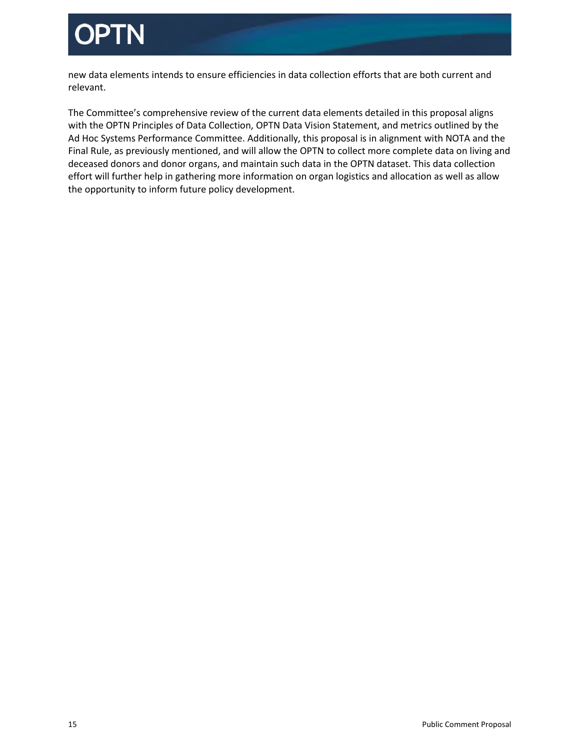new data elements intends to ensure efficiencies in data collection efforts that are both current and relevant.

The Committee's comprehensive review of the current data elements detailed in this proposal aligns with the OPTN Principles of Data Collection, OPTN Data Vision Statement, and metrics outlined by the Ad Hoc Systems Performance Committee. Additionally, this proposal is in alignment with NOTA and the Final Rule, as previously mentioned, and will allow the OPTN to collect more complete data on living and deceased donors and donor organs, and maintain such data in the OPTN dataset. This data collection effort will further help in gathering more information on organ logistics and allocation as well as allow the opportunity to inform future policy development.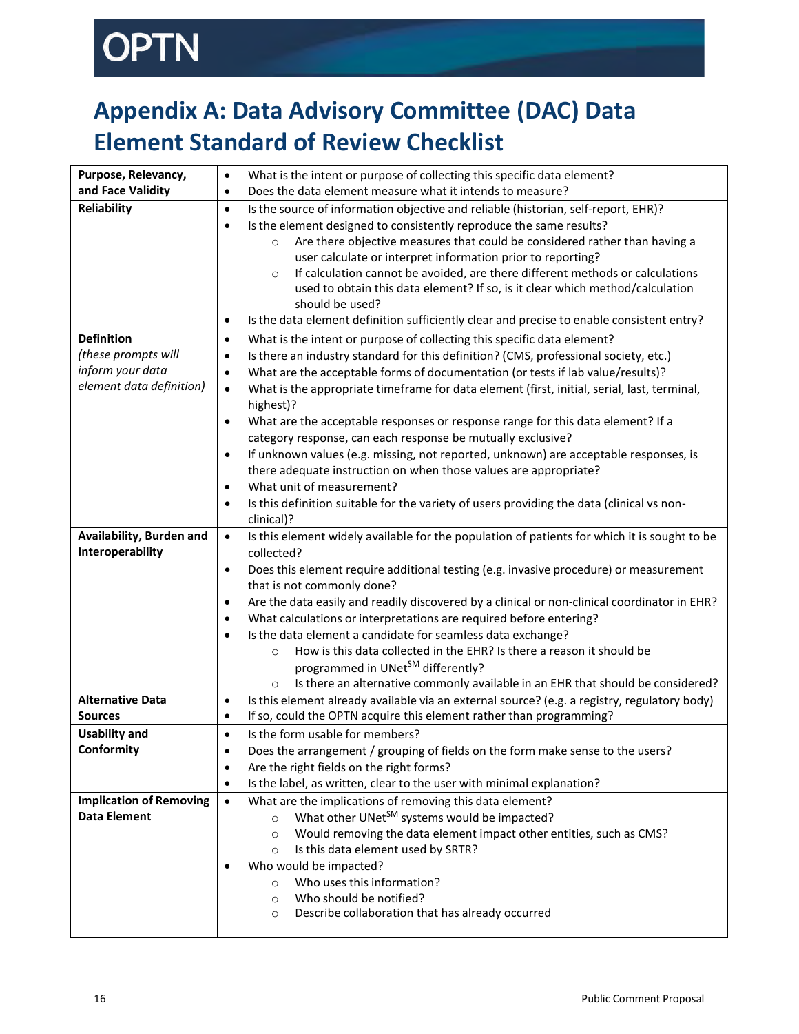# Appendix A: Data Advisory Committee (DAC) Data Element Standard of Review Checklist

| | |
|---|---|
| **Purpose, Relevancy, and Face Validity** | • What is the intent or purpose of collecting this specific data element?<br>• Does the data element measure what it intends to measure? |
| **Reliability** | • Is the source of information objective and reliable (historian, self-report, EHR)?<br>• Is the element designed to consistently reproduce the same results?<br>  ○ Are there objective measures that could be considered rather than having a user calculate or interpret information prior to reporting?<br>  ○ If calculation cannot be avoided, are there different methods or calculations used to obtain this data element? If so, is it clear which method/calculation should be used?<br>• Is the data element definition sufficiently clear and precise to enable consistent entry? |
| **Definition** *(these prompts will inform your data element data definition)* | • What is the intent or purpose of collecting this specific data element?<br>• Is there an industry standard for this definition? (CMS, professional society, etc.)<br>• What are the acceptable forms of documentation (or tests if lab value/results)?<br>• What is the appropriate timeframe for data element (first, initial, serial, last, terminal, highest)?<br>• What are the acceptable responses or response range for this data element? If a category response, can each response be mutually exclusive?<br>• If unknown values (e.g. missing, not reported, unknown) are acceptable responses, is there adequate instruction on when those values are appropriate?<br>• What unit of measurement?<br>• Is this definition suitable for the variety of users providing the data (clinical vs non-clinical)? |
| **Availability, Burden and Interoperability** | • Is this element widely available for the population of patients for which it is sought to be collected?<br>• Does this element require additional testing (e.g. invasive procedure) or measurement that is not commonly done?<br>• Are the data easily and readily discovered by a clinical or non-clinical coordinator in EHR?<br>• What calculations or interpretations are required before entering?<br>• Is the data element a candidate for seamless data exchange?<br>  ○ How is this data collected in the EHR? Is there a reason it should be programmed in UNet℠ differently?<br>  ○ Is there an alternative commonly available in an EHR that should be considered? |
| **Alternative Data Sources** | • Is this element already available via an external source? (e.g. a registry, regulatory body)<br>• If so, could the OPTN acquire this element rather than programming? |
| **Usability and Conformity** | • Is the form usable for members?<br>• Does the arrangement / grouping of fields on the form make sense to the users?<br>• Are the right fields on the right forms?<br>• Is the label, as written, clear to the user with minimal explanation? |
| **Implication of Removing Data Element** | • What are the implications of removing this data element?<br>  ○ What other UNet℠ systems would be impacted?<br>  ○ Would removing the data element impact other entities, such as CMS?<br>  ○ Is this data element used by SRTR?<br>• Who would be impacted?<br>  ○ Who uses this information?<br>  ○ Who should be notified?<br>  ○ Describe collaboration that has already occurred |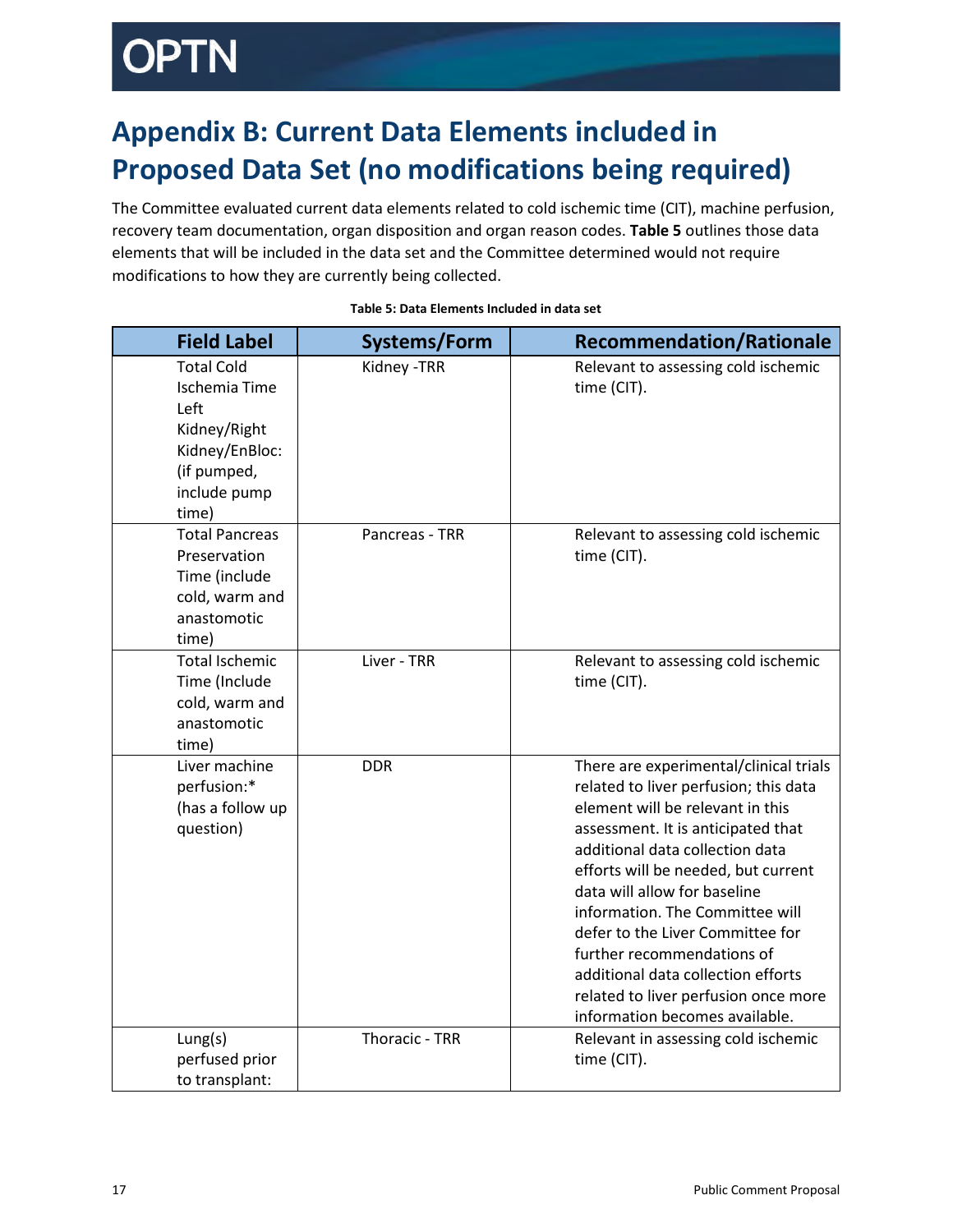# Appendix B: Current Data Elements included in Proposed Data Set (no modifications being required)

The Committee evaluated current data elements related to cold ischemic time (CIT), machine perfusion, recovery team documentation, organ disposition and organ reason codes. **Table 5** outlines those data elements that will be included in the data set and the Committee determined would not require modifications to how they are currently being collected.

**Table 5: Data Elements Included in data set**

| Field Label | Systems/Form | Recommendation/Rationale |
|---|---|---|
| Total Cold Ischemia Time Left Kidney/Right Kidney/EnBloc: (if pumped, include pump time) | Kidney -TRR | Relevant to assessing cold ischemic time (CIT). |
| Total Pancreas Preservation Time (include cold, warm and anastomotic time) | Pancreas - TRR | Relevant to assessing cold ischemic time (CIT). |
| Total Ischemic Time (Include cold, warm and anastomotic time) | Liver - TRR | Relevant to assessing cold ischemic time (CIT). |
| Liver machine perfusion:* (has a follow up question) | DDR | There are experimental/clinical trials related to liver perfusion; this data element will be relevant in this assessment. It is anticipated that additional data collection data efforts will be needed, but current data will allow for baseline information. The Committee will defer to the Liver Committee for further recommendations of additional data collection efforts related to liver perfusion once more information becomes available. |
| Lung(s) perfused prior to transplant: | Thoracic - TRR | Relevant in assessing cold ischemic time (CIT). |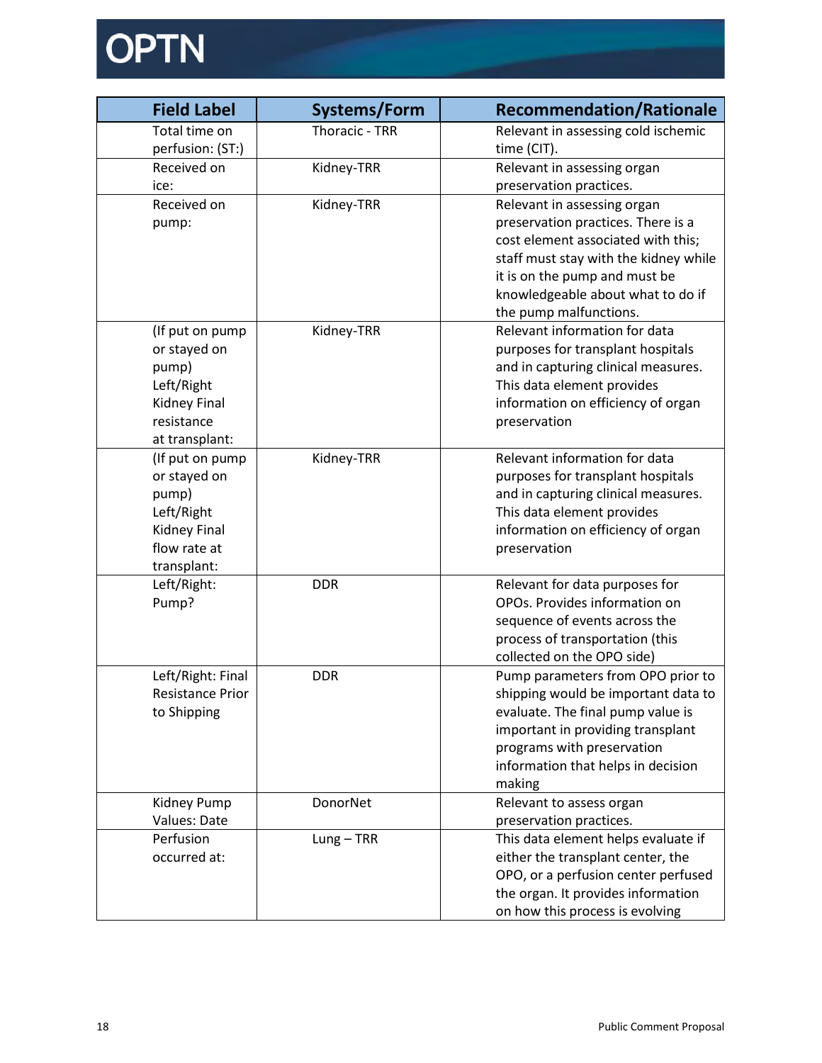| Field Label | Systems/Form | Recommendation/Rationale |
|---|---|---|
| Total time on perfusion: (ST:) | Thoracic - TRR | Relevant in assessing cold ischemic time (CIT). |
| Received on ice: | Kidney-TRR | Relevant in assessing organ preservation practices. |
| Received on pump: | Kidney-TRR | Relevant in assessing organ preservation practices. There is a cost element associated with this; staff must stay with the kidney while it is on the pump and must be knowledgeable about what to do if the pump malfunctions. |
| (If put on pump or stayed on pump) Left/Right Kidney Final resistance at transplant: | Kidney-TRR | Relevant information for data purposes for transplant hospitals and in capturing clinical measures. This data element provides information on efficiency of organ preservation |
| (If put on pump or stayed on pump) Left/Right Kidney Final flow rate at transplant: | Kidney-TRR | Relevant information for data purposes for transplant hospitals and in capturing clinical measures. This data element provides information on efficiency of organ preservation |
| Left/Right: Pump? | DDR | Relevant for data purposes for OPOs. Provides information on sequence of events across the process of transportation (this collected on the OPO side) |
| Left/Right: Final Resistance Prior to Shipping | DDR | Pump parameters from OPO prior to shipping would be important data to evaluate. The final pump value is important in providing transplant programs with preservation information that helps in decision making |
| Kidney Pump Values: Date | DonorNet | Relevant to assess organ preservation practices. |
| Perfusion occurred at: | Lung – TRR | This data element helps evaluate if either the transplant center, the OPO, or a perfusion center perfused the organ. It provides information on how this process is evolving |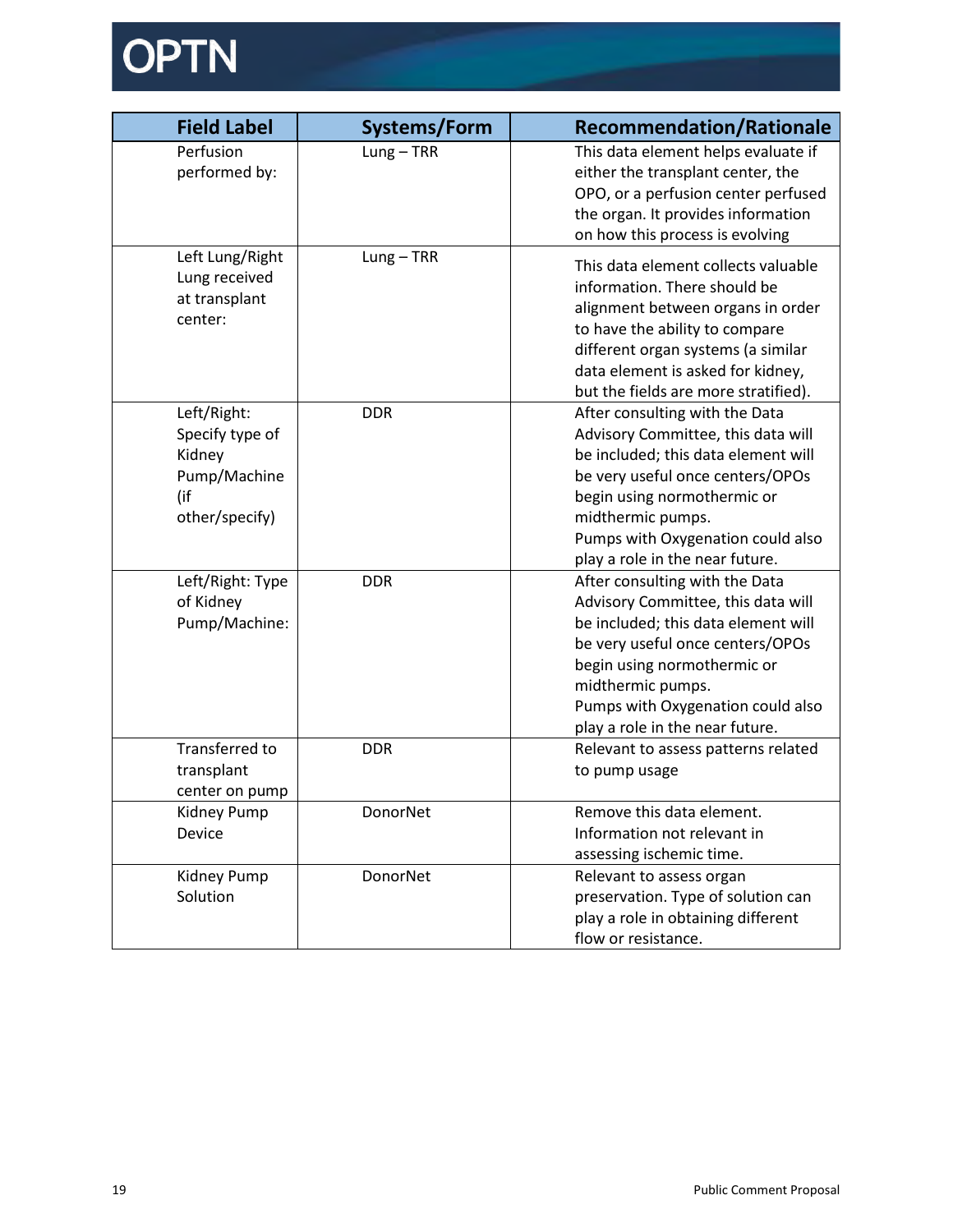| Field Label | Systems/Form | Recommendation/Rationale |
|---|---|---|
| Perfusion performed by: | Lung – TRR | This data element helps evaluate if either the transplant center, the OPO, or a perfusion center perfused the organ. It provides information on how this process is evolving |
| Left Lung/Right Lung received at transplant center: | Lung – TRR | This data element collects valuable information. There should be alignment between organs in order to have the ability to compare different organ systems (a similar data element is asked for kidney, but the fields are more stratified). |
| Left/Right: Specify type of Kidney Pump/Machine (if other/specify) | DDR | After consulting with the Data Advisory Committee, this data will be included; this data element will be very useful once centers/OPOs begin using normothermic or midthermic pumps. Pumps with Oxygenation could also play a role in the near future. |
| Left/Right: Type of Kidney Pump/Machine: | DDR | After consulting with the Data Advisory Committee, this data will be included; this data element will be very useful once centers/OPOs begin using normothermic or midthermic pumps. Pumps with Oxygenation could also play a role in the near future. |
| Transferred to transplant center on pump | DDR | Relevant to assess patterns related to pump usage |
| Kidney Pump Device | DonorNet | Remove this data element. Information not relevant in assessing ischemic time. |
| Kidney Pump Solution | DonorNet | Relevant to assess organ preservation. Type of solution can play a role in obtaining different flow or resistance. |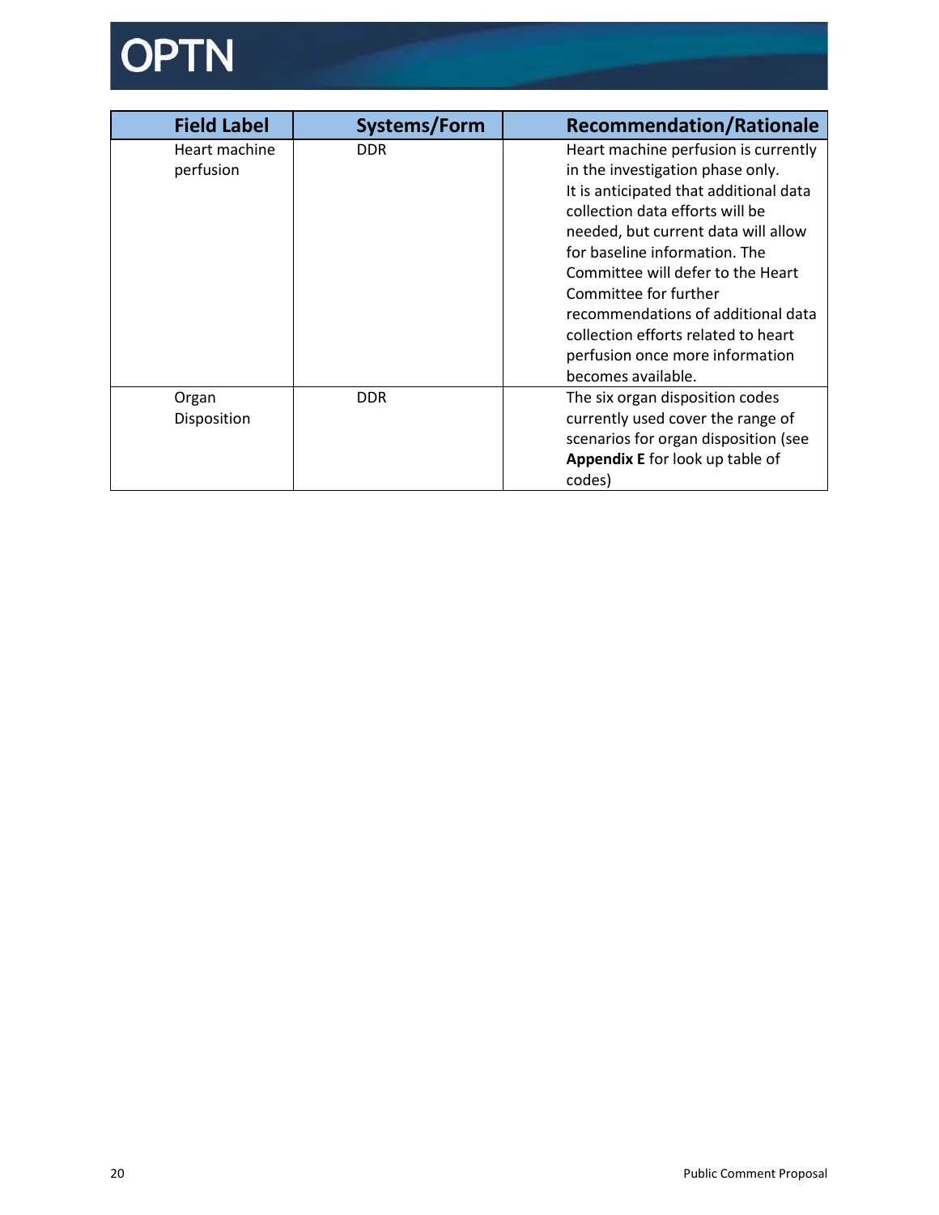| Field Label | Systems/Form | Recommendation/Rationale |
| --- | --- | --- |
| Heart machine perfusion | DDR | Heart machine perfusion is currently in the investigation phase only. It is anticipated that additional data collection data efforts will be needed, but current data will allow for baseline information. The Committee will defer to the Heart Committee for further recommendations of additional data collection efforts related to heart perfusion once more information becomes available. |
| Organ Disposition | DDR | The six organ disposition codes currently used cover the range of scenarios for organ disposition (see **Appendix E** for look up table of codes) |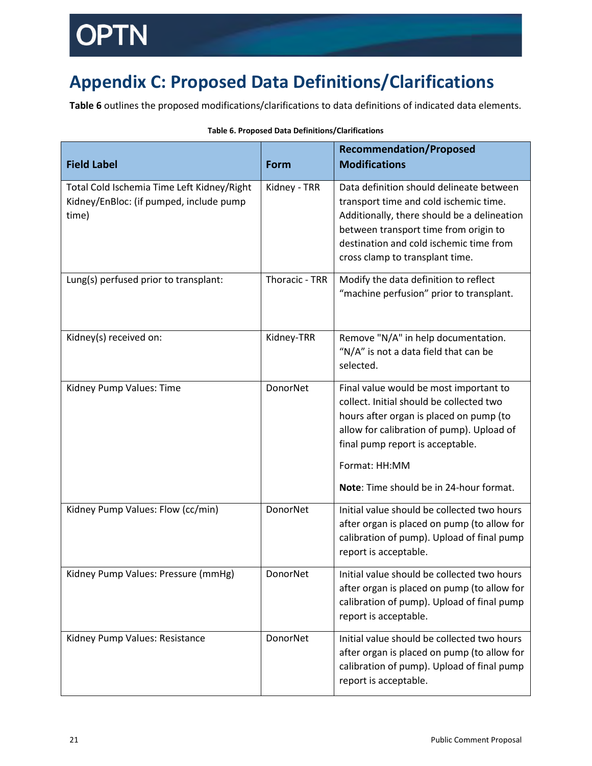# Appendix C: Proposed Data Definitions/Clarifications

**Table 6** outlines the proposed modifications/clarifications to data definitions of indicated data elements.

**Table 6. Proposed Data Definitions/Clarifications**

| Field Label | Form | Recommendation/Proposed Modifications |
|---|---|---|
| Total Cold Ischemia Time Left Kidney/Right Kidney/EnBloc: (if pumped, include pump time) | Kidney - TRR | Data definition should delineate between transport time and cold ischemic time. Additionally, there should be a delineation between transport time from origin to destination and cold ischemic time from cross clamp to transplant time. |
| Lung(s) perfused prior to transplant: | Thoracic - TRR | Modify the data definition to reflect "machine perfusion" prior to transplant. |
| Kidney(s) received on: | Kidney-TRR | Remove "N/A" in help documentation. "N/A" is not a data field that can be selected. |
| Kidney Pump Values: Time | DonorNet | Final value would be most important to collect. Initial should be collected two hours after organ is placed on pump (to allow for calibration of pump). Upload of final pump report is acceptable.<br><br>Format: HH:MM<br><br>**Note**: Time should be in 24-hour format. |
| Kidney Pump Values: Flow (cc/min) | DonorNet | Initial value should be collected two hours after organ is placed on pump (to allow for calibration of pump). Upload of final pump report is acceptable. |
| Kidney Pump Values: Pressure (mmHg) | DonorNet | Initial value should be collected two hours after organ is placed on pump (to allow for calibration of pump). Upload of final pump report is acceptable. |
| Kidney Pump Values: Resistance | DonorNet | Initial value should be collected two hours after organ is placed on pump (to allow for calibration of pump). Upload of final pump report is acceptable. |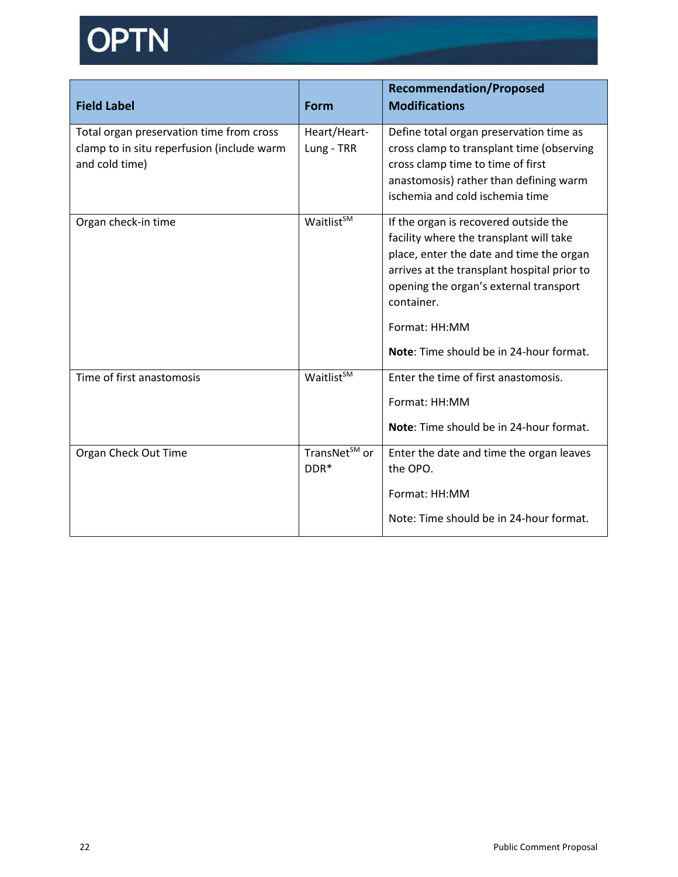| Field Label | Form | Recommendation/Proposed Modifications |
|---|---|---|
| Total organ preservation time from cross clamp to in situ reperfusion (include warm and cold time) | Heart/Heart-Lung - TRR | Define total organ preservation time as cross clamp to transplant time (observing cross clamp time to time of first anastomosis) rather than defining warm ischemia and cold ischemia time |
| Organ check-in time | Waitlist℠ | If the organ is recovered outside the facility where the transplant will take place, enter the date and time the organ arrives at the transplant hospital prior to opening the organ's external transport container.<br><br>Format: HH:MM<br><br>**Note**: Time should be in 24-hour format. |
| Time of first anastomosis | Waitlist℠ | Enter the time of first anastomosis.<br><br>Format: HH:MM<br><br>**Note**: Time should be in 24-hour format. |
| Organ Check Out Time | TransNet℠ or DDR* | Enter the date and time the organ leaves the OPO.<br><br>Format: HH:MM<br><br>Note: Time should be in 24-hour format. |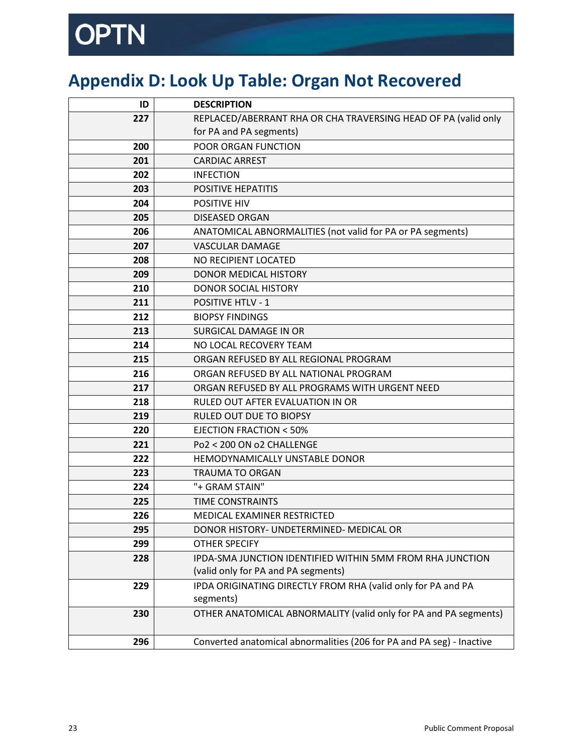# Appendix D: Look Up Table: Organ Not Recovered

| ID | DESCRIPTION |
|---|---|
| 227 | REPLACED/ABERRANT RHA OR CHA TRAVERSING HEAD OF PA (valid only for PA and PA segments) |
| 200 | POOR ORGAN FUNCTION |
| 201 | CARDIAC ARREST |
| 202 | INFECTION |
| 203 | POSITIVE HEPATITIS |
| 204 | POSITIVE HIV |
| 205 | DISEASED ORGAN |
| 206 | ANATOMICAL ABNORMALITIES (not valid for PA or PA segments) |
| 207 | VASCULAR DAMAGE |
| 208 | NO RECIPIENT LOCATED |
| 209 | DONOR MEDICAL HISTORY |
| 210 | DONOR SOCIAL HISTORY |
| 211 | POSITIVE HTLV - 1 |
| 212 | BIOPSY FINDINGS |
| 213 | SURGICAL DAMAGE IN OR |
| 214 | NO LOCAL RECOVERY TEAM |
| 215 | ORGAN REFUSED BY ALL REGIONAL PROGRAM |
| 216 | ORGAN REFUSED BY ALL NATIONAL PROGRAM |
| 217 | ORGAN REFUSED BY ALL PROGRAMS WITH URGENT NEED |
| 218 | RULED OUT AFTER EVALUATION IN OR |
| 219 | RULED OUT DUE TO BIOPSY |
| 220 | EJECTION FRACTION < 50% |
| 221 | Po2 < 200 ON o2 CHALLENGE |
| 222 | HEMODYNAMICALLY UNSTABLE DONOR |
| 223 | TRAUMA TO ORGAN |
| 224 | "+ GRAM STAIN" |
| 225 | TIME CONSTRAINTS |
| 226 | MEDICAL EXAMINER RESTRICTED |
| 295 | DONOR HISTORY- UNDETERMINED- MEDICAL OR |
| 299 | OTHER SPECIFY |
| 228 | IPDA-SMA JUNCTION IDENTIFIED WITHIN 5MM FROM RHA JUNCTION (valid only for PA and PA segments) |
| 229 | IPDA ORIGINATING DIRECTLY FROM RHA (valid only for PA and PA segments) |
| 230 | OTHER ANATOMICAL ABNORMALITY (valid only for PA and PA segments) |
| 296 | Converted anatomical abnormalities (206 for PA and PA seg) - Inactive |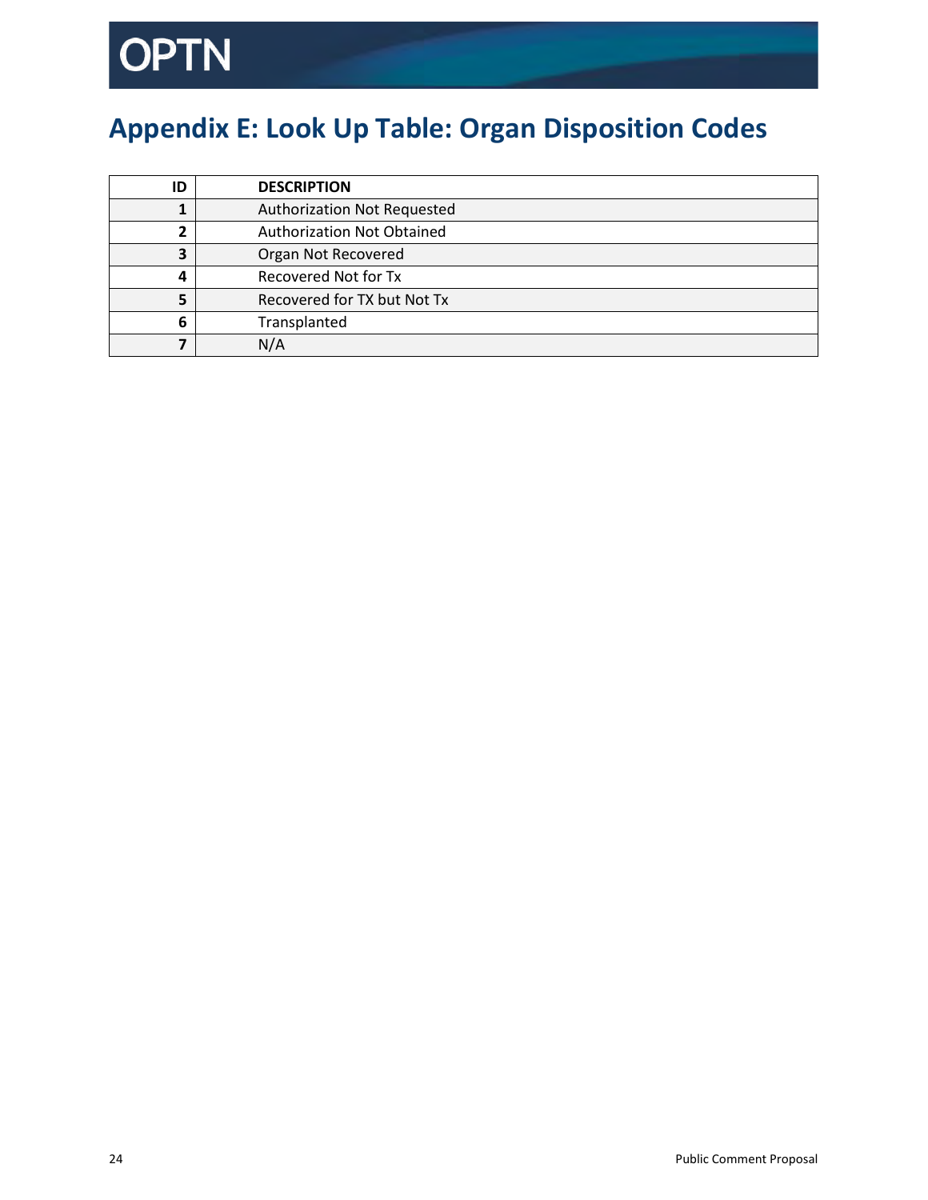# Appendix E: Look Up Table: Organ Disposition Codes

| ID | DESCRIPTION |
|---|---|
| 1 | Authorization Not Requested |
| 2 | Authorization Not Obtained |
| 3 | Organ Not Recovered |
| 4 | Recovered Not for Tx |
| 5 | Recovered for TX but Not Tx |
| 6 | Transplanted |
| 7 | N/A |